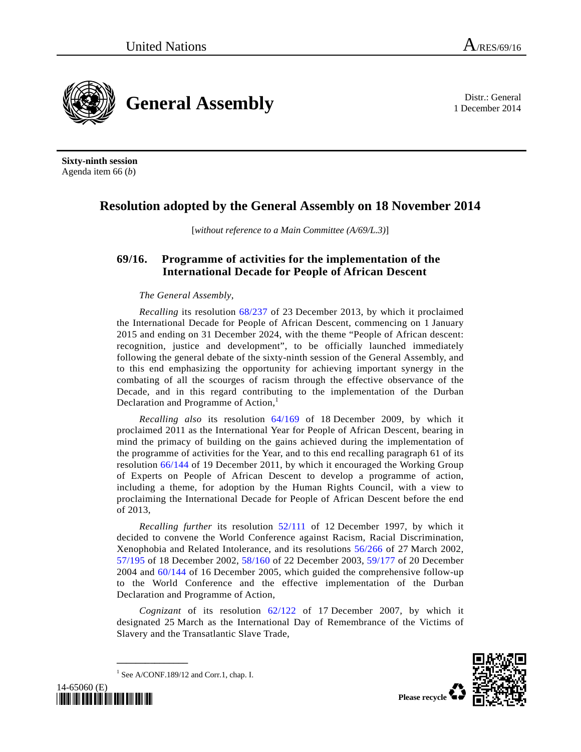United Nations A/RES/69/16

# General Assembly

Distr.: General
1 December 2014

**Sixty-ninth session**
Agenda item 66 (*b*)

## Resolution adopted by the General Assembly on 18 November 2014

[*without reference to a Main Committee (A/69/L.3)*]

### 69/16. Programme of activities for the implementation of the International Decade for People of African Descent

*The General Assembly*,

*Recalling* its resolution 68/237 of 23 December 2013, by which it proclaimed the International Decade for People of African Descent, commencing on 1 January 2015 and ending on 31 December 2024, with the theme "People of African descent: recognition, justice and development", to be officially launched immediately following the general debate of the sixty-ninth session of the General Assembly, and to this end emphasizing the opportunity for achieving important synergy in the combating of all the scourges of racism through the effective observance of the Decade, and in this regard contributing to the implementation of the Durban Declaration and Programme of Action,[1]

*Recalling also* its resolution 64/169 of 18 December 2009, by which it proclaimed 2011 as the International Year for People of African Descent, bearing in mind the primacy of building on the gains achieved during the implementation of the programme of activities for the Year, and to this end recalling paragraph 61 of its resolution 66/144 of 19 December 2011, by which it encouraged the Working Group of Experts on People of African Descent to develop a programme of action, including a theme, for adoption by the Human Rights Council, with a view to proclaiming the International Decade for People of African Descent before the end of 2013,

*Recalling further* its resolution 52/111 of 12 December 1997, by which it decided to convene the World Conference against Racism, Racial Discrimination, Xenophobia and Related Intolerance, and its resolutions 56/266 of 27 March 2002, 57/195 of 18 December 2002, 58/160 of 22 December 2003, 59/177 of 20 December 2004 and 60/144 of 16 December 2005, which guided the comprehensive follow-up to the World Conference and the effective implementation of the Durban Declaration and Programme of Action,

*Cognizant* of its resolution 62/122 of 17 December 2007, by which it designated 25 March as the International Day of Remembrance of the Victims of Slavery and the Transatlantic Slave Trade,

---

[1] See A/CONF.189/12 and Corr.1, chap. I.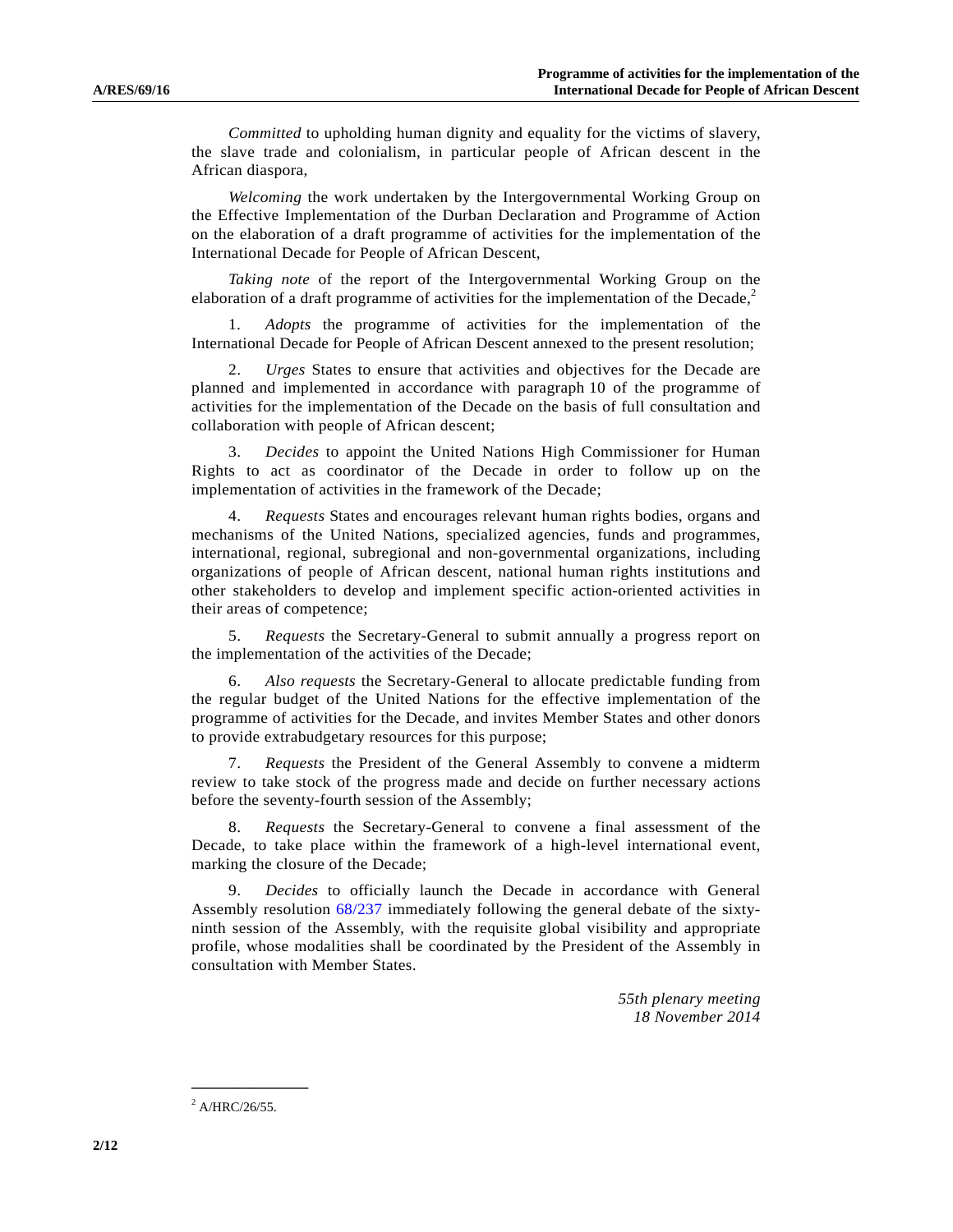*Committed* to upholding human dignity and equality for the victims of slavery, the slave trade and colonialism, in particular people of African descent in the African diaspora,

*Welcoming* the work undertaken by the Intergovernmental Working Group on the Effective Implementation of the Durban Declaration and Programme of Action on the elaboration of a draft programme of activities for the implementation of the International Decade for People of African Descent,

*Taking note* of the report of the Intergovernmental Working Group on the elaboration of a draft programme of activities for the implementation of the Decade,[2]

1. *Adopts* the programme of activities for the implementation of the International Decade for People of African Descent annexed to the present resolution;

2. *Urges* States to ensure that activities and objectives for the Decade are planned and implemented in accordance with paragraph 10 of the programme of activities for the implementation of the Decade on the basis of full consultation and collaboration with people of African descent;

3. *Decides* to appoint the United Nations High Commissioner for Human Rights to act as coordinator of the Decade in order to follow up on the implementation of activities in the framework of the Decade;

4. *Requests* States and encourages relevant human rights bodies, organs and mechanisms of the United Nations, specialized agencies, funds and programmes, international, regional, subregional and non-governmental organizations, including organizations of people of African descent, national human rights institutions and other stakeholders to develop and implement specific action-oriented activities in their areas of competence;

5. *Requests* the Secretary-General to submit annually a progress report on the implementation of the activities of the Decade;

6. *Also requests* the Secretary-General to allocate predictable funding from the regular budget of the United Nations for the effective implementation of the programme of activities for the Decade, and invites Member States and other donors to provide extrabudgetary resources for this purpose;

7. *Requests* the President of the General Assembly to convene a midterm review to take stock of the progress made and decide on further necessary actions before the seventy-fourth session of the Assembly;

8. *Requests* the Secretary-General to convene a final assessment of the Decade, to take place within the framework of a high-level international event, marking the closure of the Decade;

9. *Decides* to officially launch the Decade in accordance with General Assembly resolution 68/237 immediately following the general debate of the sixty-ninth session of the Assembly, with the requisite global visibility and appropriate profile, whose modalities shall be coordinated by the President of the Assembly in consultation with Member States.

*55th plenary meeting*
*18 November 2014*

---

[2] A/HRC/26/55.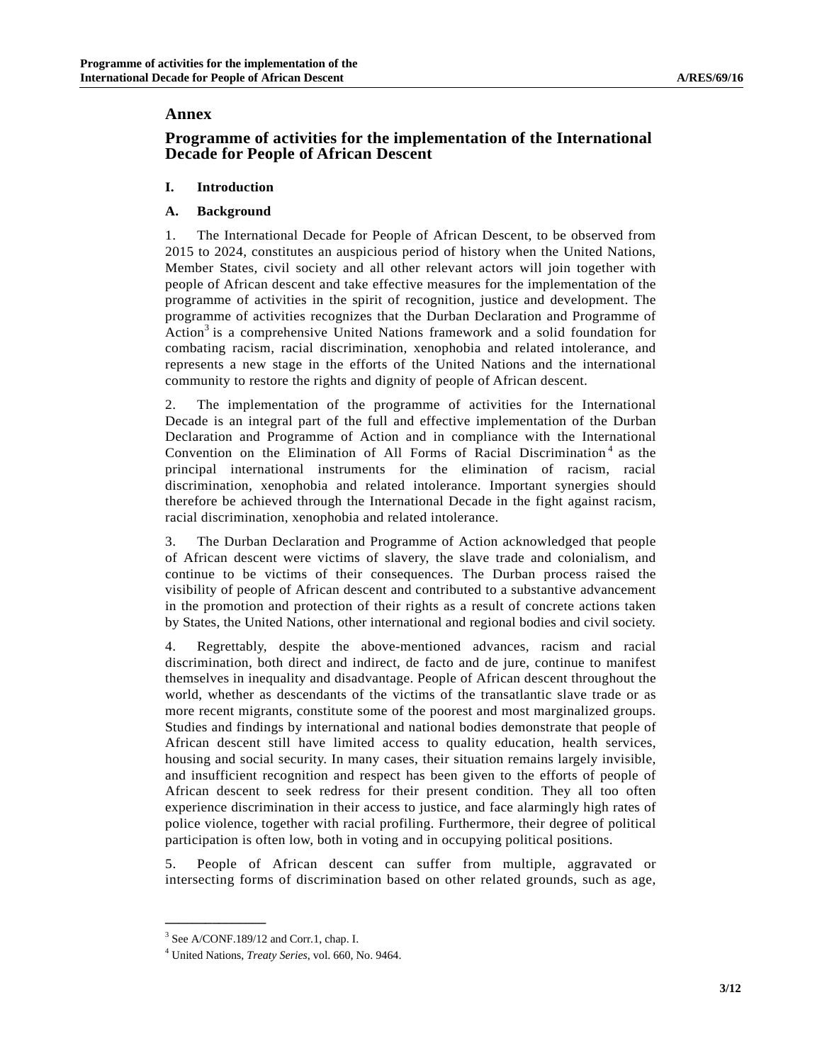# Annex

## Programme of activities for the implementation of the International Decade for People of African Descent

### I. Introduction

### A. Background

1. The International Decade for People of African Descent, to be observed from 2015 to 2024, constitutes an auspicious period of history when the United Nations, Member States, civil society and all other relevant actors will join together with people of African descent and take effective measures for the implementation of the programme of activities in the spirit of recognition, justice and development. The programme of activities recognizes that the Durban Declaration and Programme of Action[3] is a comprehensive United Nations framework and a solid foundation for combating racism, racial discrimination, xenophobia and related intolerance, and represents a new stage in the efforts of the United Nations and the international community to restore the rights and dignity of people of African descent.

2. The implementation of the programme of activities for the International Decade is an integral part of the full and effective implementation of the Durban Declaration and Programme of Action and in compliance with the International Convention on the Elimination of All Forms of Racial Discrimination[4] as the principal international instruments for the elimination of racism, racial discrimination, xenophobia and related intolerance. Important synergies should therefore be achieved through the International Decade in the fight against racism, racial discrimination, xenophobia and related intolerance.

3. The Durban Declaration and Programme of Action acknowledged that people of African descent were victims of slavery, the slave trade and colonialism, and continue to be victims of their consequences. The Durban process raised the visibility of people of African descent and contributed to a substantive advancement in the promotion and protection of their rights as a result of concrete actions taken by States, the United Nations, other international and regional bodies and civil society.

4. Regrettably, despite the above-mentioned advances, racism and racial discrimination, both direct and indirect, de facto and de jure, continue to manifest themselves in inequality and disadvantage. People of African descent throughout the world, whether as descendants of the victims of the transatlantic slave trade or as more recent migrants, constitute some of the poorest and most marginalized groups. Studies and findings by international and national bodies demonstrate that people of African descent still have limited access to quality education, health services, housing and social security. In many cases, their situation remains largely invisible, and insufficient recognition and respect has been given to the efforts of people of African descent to seek redress for their present condition. They all too often experience discrimination in their access to justice, and face alarmingly high rates of police violence, together with racial profiling. Furthermore, their degree of political participation is often low, both in voting and in occupying political positions.

5. People of African descent can suffer from multiple, aggravated or intersecting forms of discrimination based on other related grounds, such as age,

---

[3] See A/CONF.189/12 and Corr.1, chap. I.

[4] United Nations, *Treaty Series*, vol. 660, No. 9464.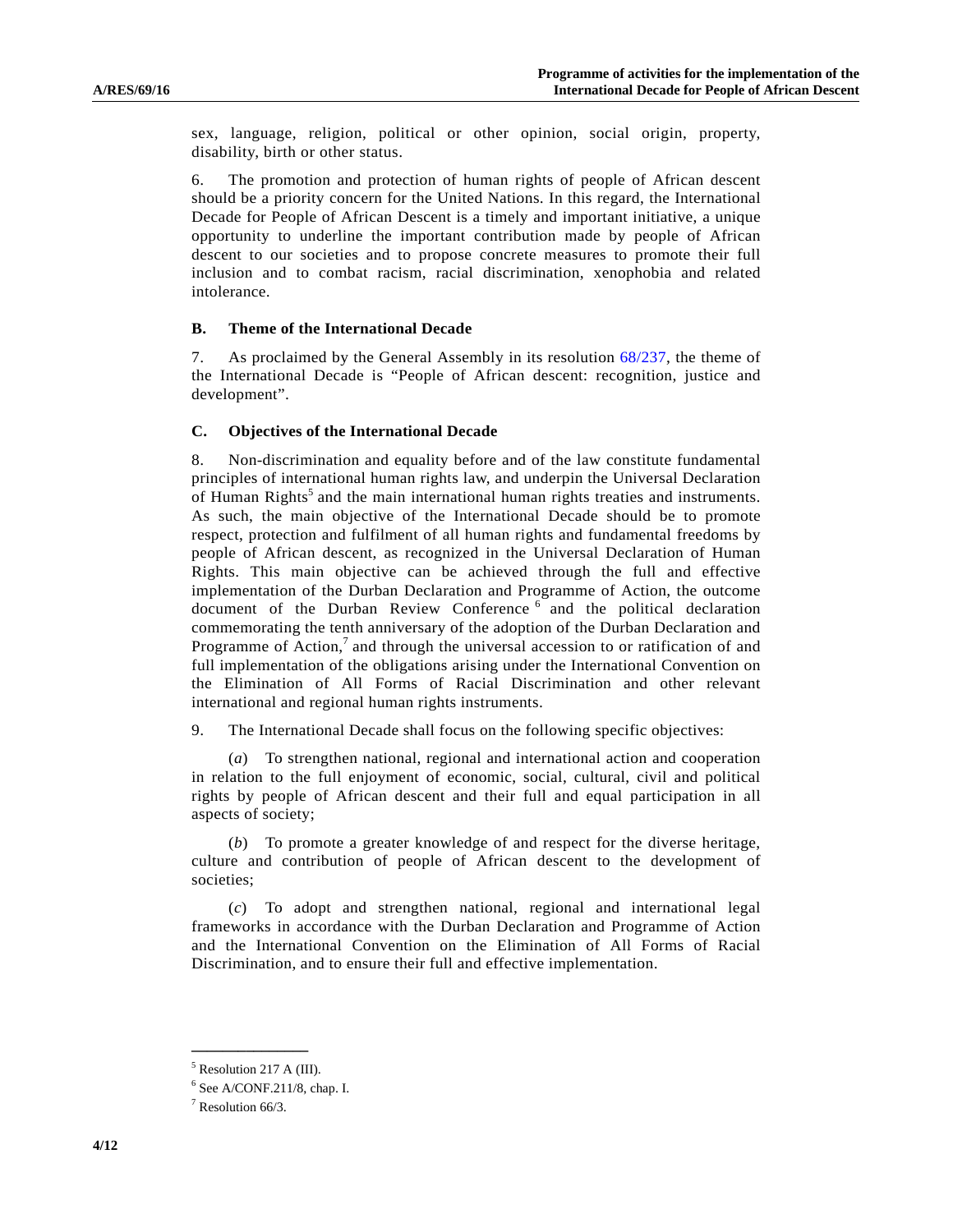sex, language, religion, political or other opinion, social origin, property, disability, birth or other status.

6. The promotion and protection of human rights of people of African descent should be a priority concern for the United Nations. In this regard, the International Decade for People of African Descent is a timely and important initiative, a unique opportunity to underline the important contribution made by people of African descent to our societies and to propose concrete measures to promote their full inclusion and to combat racism, racial discrimination, xenophobia and related intolerance.

### B. Theme of the International Decade

7. As proclaimed by the General Assembly in its resolution 68/237, the theme of the International Decade is "People of African descent: recognition, justice and development".

### C. Objectives of the International Decade

8. Non-discrimination and equality before and of the law constitute fundamental principles of international human rights law, and underpin the Universal Declaration of Human Rights[5] and the main international human rights treaties and instruments. As such, the main objective of the International Decade should be to promote respect, protection and fulfilment of all human rights and fundamental freedoms by people of African descent, as recognized in the Universal Declaration of Human Rights. This main objective can be achieved through the full and effective implementation of the Durban Declaration and Programme of Action, the outcome document of the Durban Review Conference[6] and the political declaration commemorating the tenth anniversary of the adoption of the Durban Declaration and Programme of Action,[7] and through the universal accession to or ratification of and full implementation of the obligations arising under the International Convention on the Elimination of All Forms of Racial Discrimination and other relevant international and regional human rights instruments.

9. The International Decade shall focus on the following specific objectives:

(*a*) To strengthen national, regional and international action and cooperation in relation to the full enjoyment of economic, social, cultural, civil and political rights by people of African descent and their full and equal participation in all aspects of society;

(*b*) To promote a greater knowledge of and respect for the diverse heritage, culture and contribution of people of African descent to the development of societies;

(*c*) To adopt and strengthen national, regional and international legal frameworks in accordance with the Durban Declaration and Programme of Action and the International Convention on the Elimination of All Forms of Racial Discrimination, and to ensure their full and effective implementation.

---

[5] Resolution 217 A (III).

[6] See A/CONF.211/8, chap. I.

[7] Resolution 66/3.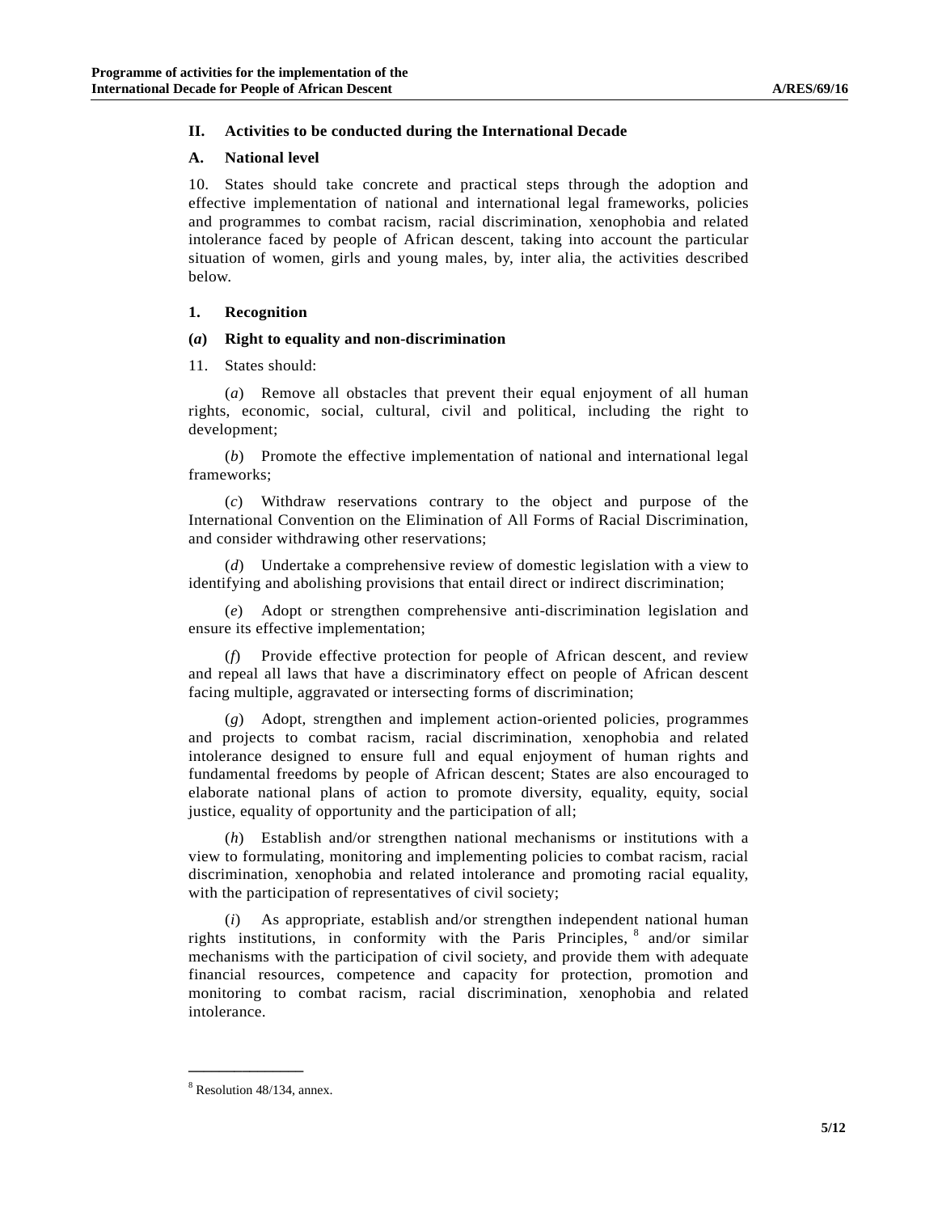## II. Activities to be conducted during the International Decade

### A. National level

10. States should take concrete and practical steps through the adoption and effective implementation of national and international legal frameworks, policies and programmes to combat racism, racial discrimination, xenophobia and related intolerance faced by people of African descent, taking into account the particular situation of women, girls and young males, by, inter alia, the activities described below.

#### 1. Recognition

##### (*a*) Right to equality and non-discrimination

11. States should:

(*a*) Remove all obstacles that prevent their equal enjoyment of all human rights, economic, social, cultural, civil and political, including the right to development;

(*b*) Promote the effective implementation of national and international legal frameworks;

(*c*) Withdraw reservations contrary to the object and purpose of the International Convention on the Elimination of All Forms of Racial Discrimination, and consider withdrawing other reservations;

(*d*) Undertake a comprehensive review of domestic legislation with a view to identifying and abolishing provisions that entail direct or indirect discrimination;

(*e*) Adopt or strengthen comprehensive anti-discrimination legislation and ensure its effective implementation;

(*f*) Provide effective protection for people of African descent, and review and repeal all laws that have a discriminatory effect on people of African descent facing multiple, aggravated or intersecting forms of discrimination;

(*g*) Adopt, strengthen and implement action-oriented policies, programmes and projects to combat racism, racial discrimination, xenophobia and related intolerance designed to ensure full and equal enjoyment of human rights and fundamental freedoms by people of African descent; States are also encouraged to elaborate national plans of action to promote diversity, equality, equity, social justice, equality of opportunity and the participation of all;

(*h*) Establish and/or strengthen national mechanisms or institutions with a view to formulating, monitoring and implementing policies to combat racism, racial discrimination, xenophobia and related intolerance and promoting racial equality, with the participation of representatives of civil society;

(*i*) As appropriate, establish and/or strengthen independent national human rights institutions, in conformity with the Paris Principles,[8] and/or similar mechanisms with the participation of civil society, and provide them with adequate financial resources, competence and capacity for protection, promotion and monitoring to combat racism, racial discrimination, xenophobia and related intolerance.

---

[8] Resolution 48/134, annex.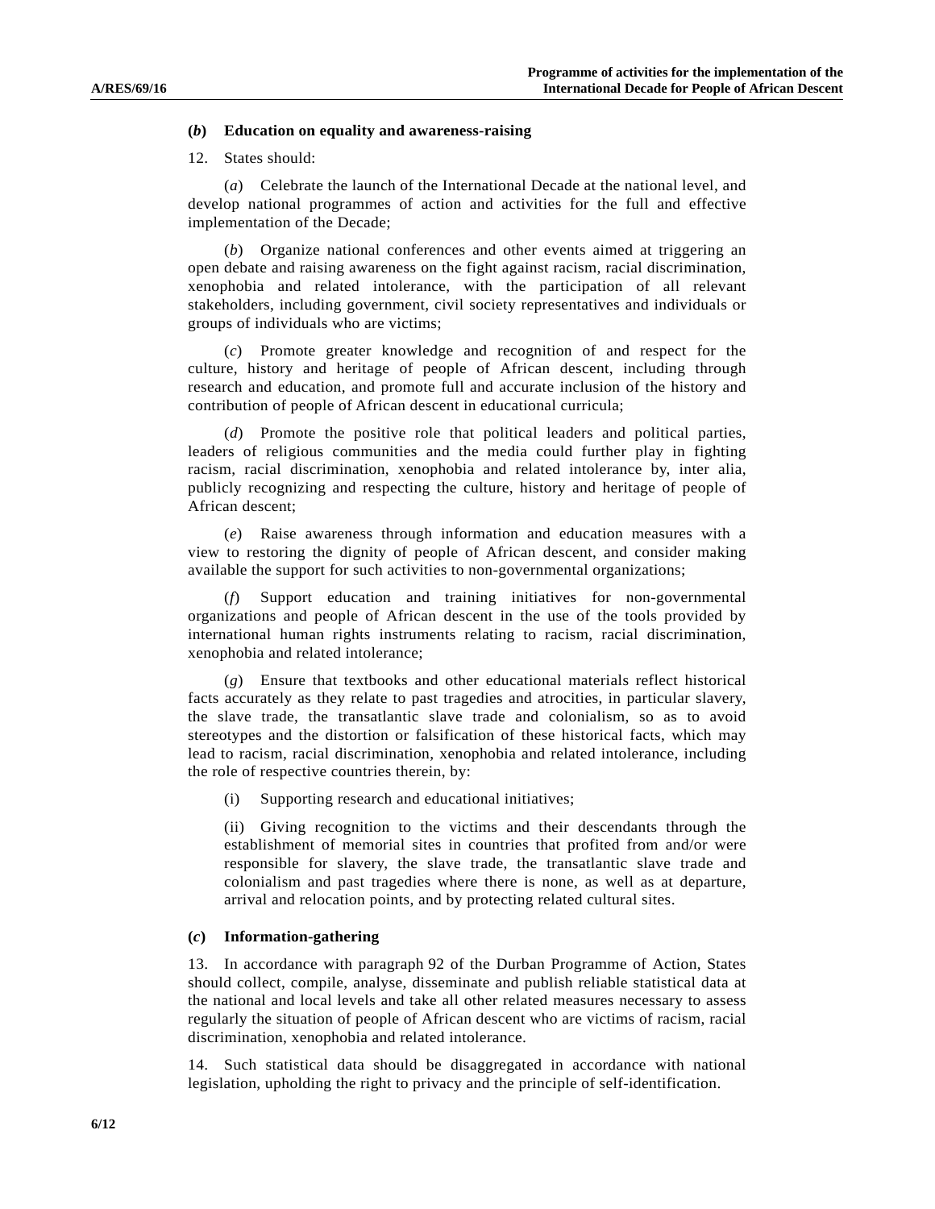### (*b*) Education on equality and awareness-raising

12. States should:

(*a*) Celebrate the launch of the International Decade at the national level, and develop national programmes of action and activities for the full and effective implementation of the Decade;

(*b*) Organize national conferences and other events aimed at triggering an open debate and raising awareness on the fight against racism, racial discrimination, xenophobia and related intolerance, with the participation of all relevant stakeholders, including government, civil society representatives and individuals or groups of individuals who are victims;

(*c*) Promote greater knowledge and recognition of and respect for the culture, history and heritage of people of African descent, including through research and education, and promote full and accurate inclusion of the history and contribution of people of African descent in educational curricula;

(*d*) Promote the positive role that political leaders and political parties, leaders of religious communities and the media could further play in fighting racism, racial discrimination, xenophobia and related intolerance by, inter alia, publicly recognizing and respecting the culture, history and heritage of people of African descent;

(*e*) Raise awareness through information and education measures with a view to restoring the dignity of people of African descent, and consider making available the support for such activities to non-governmental organizations;

(*f*) Support education and training initiatives for non-governmental organizations and people of African descent in the use of the tools provided by international human rights instruments relating to racism, racial discrimination, xenophobia and related intolerance;

(*g*) Ensure that textbooks and other educational materials reflect historical facts accurately as they relate to past tragedies and atrocities, in particular slavery, the slave trade, the transatlantic slave trade and colonialism, so as to avoid stereotypes and the distortion or falsification of these historical facts, which may lead to racism, racial discrimination, xenophobia and related intolerance, including the role of respective countries therein, by:

(i) Supporting research and educational initiatives;

(ii) Giving recognition to the victims and their descendants through the establishment of memorial sites in countries that profited from and/or were responsible for slavery, the slave trade, the transatlantic slave trade and colonialism and past tragedies where there is none, as well as at departure, arrival and relocation points, and by protecting related cultural sites.

### (*c*) Information-gathering

13. In accordance with paragraph 92 of the Durban Programme of Action, States should collect, compile, analyse, disseminate and publish reliable statistical data at the national and local levels and take all other related measures necessary to assess regularly the situation of people of African descent who are victims of racism, racial discrimination, xenophobia and related intolerance.

14. Such statistical data should be disaggregated in accordance with national legislation, upholding the right to privacy and the principle of self-identification.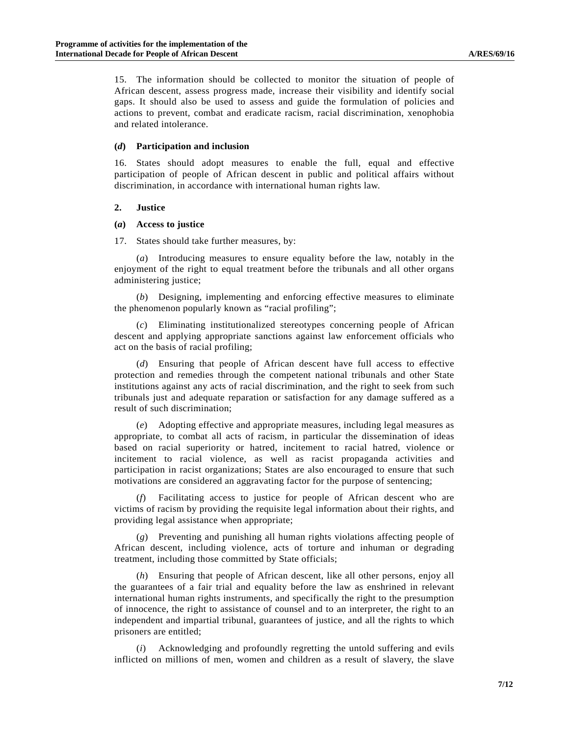15. The information should be collected to monitor the situation of people of African descent, assess progress made, increase their visibility and identify social gaps. It should also be used to assess and guide the formulation of policies and actions to prevent, combat and eradicate racism, racial discrimination, xenophobia and related intolerance.

#### (*d*) Participation and inclusion

16. States should adopt measures to enable the full, equal and effective participation of people of African descent in public and political affairs without discrimination, in accordance with international human rights law.

### 2. Justice

#### (*a*) Access to justice

17. States should take further measures, by:

(*a*) Introducing measures to ensure equality before the law, notably in the enjoyment of the right to equal treatment before the tribunals and all other organs administering justice;

(*b*) Designing, implementing and enforcing effective measures to eliminate the phenomenon popularly known as "racial profiling";

(*c*) Eliminating institutionalized stereotypes concerning people of African descent and applying appropriate sanctions against law enforcement officials who act on the basis of racial profiling;

(*d*) Ensuring that people of African descent have full access to effective protection and remedies through the competent national tribunals and other State institutions against any acts of racial discrimination, and the right to seek from such tribunals just and adequate reparation or satisfaction for any damage suffered as a result of such discrimination;

(*e*) Adopting effective and appropriate measures, including legal measures as appropriate, to combat all acts of racism, in particular the dissemination of ideas based on racial superiority or hatred, incitement to racial hatred, violence or incitement to racial violence, as well as racist propaganda activities and participation in racist organizations; States are also encouraged to ensure that such motivations are considered an aggravating factor for the purpose of sentencing;

(*f*) Facilitating access to justice for people of African descent who are victims of racism by providing the requisite legal information about their rights, and providing legal assistance when appropriate;

(*g*) Preventing and punishing all human rights violations affecting people of African descent, including violence, acts of torture and inhuman or degrading treatment, including those committed by State officials;

(*h*) Ensuring that people of African descent, like all other persons, enjoy all the guarantees of a fair trial and equality before the law as enshrined in relevant international human rights instruments, and specifically the right to the presumption of innocence, the right to assistance of counsel and to an interpreter, the right to an independent and impartial tribunal, guarantees of justice, and all the rights to which prisoners are entitled;

(*i*) Acknowledging and profoundly regretting the untold suffering and evils inflicted on millions of men, women and children as a result of slavery, the slave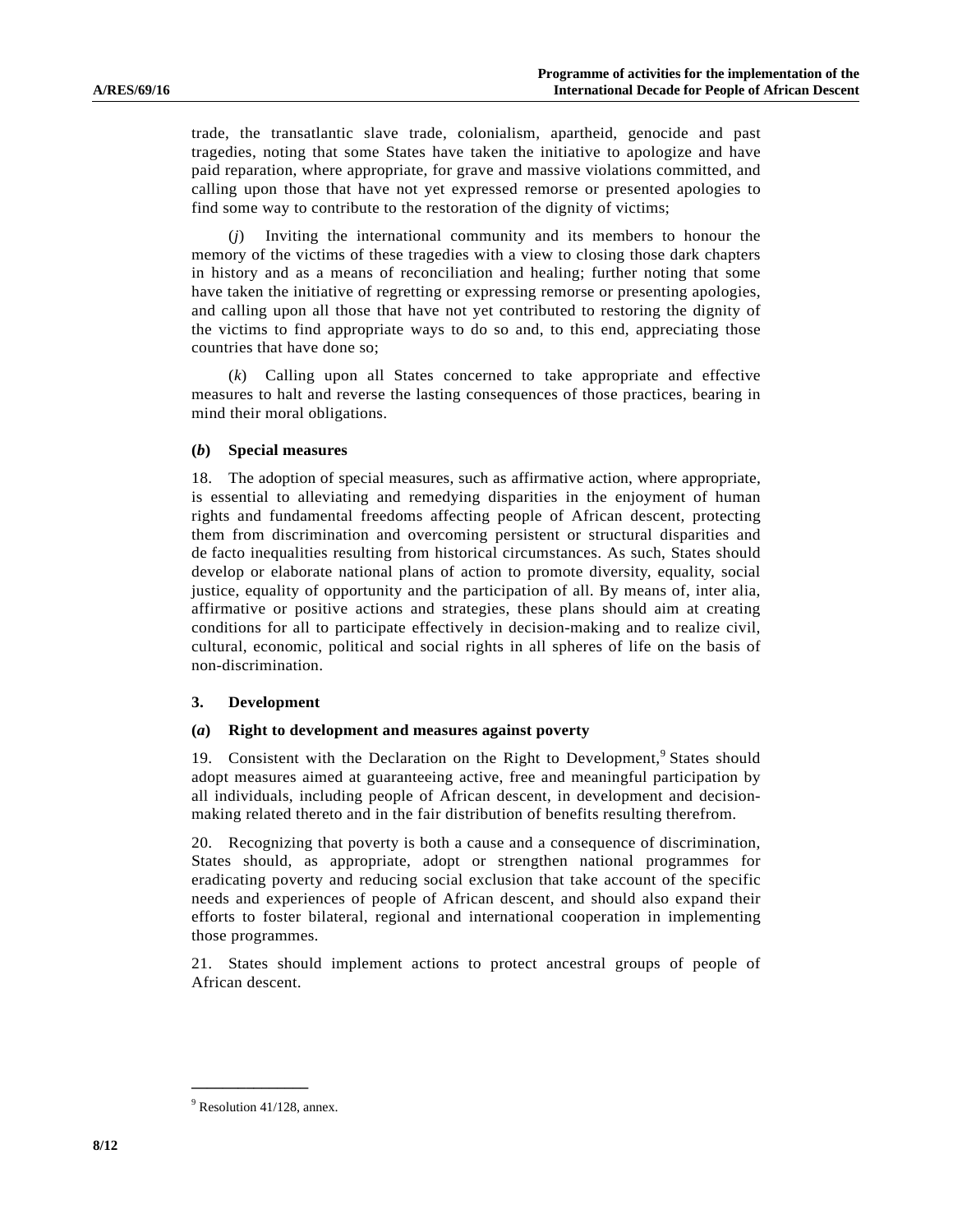trade, the transatlantic slave trade, colonialism, apartheid, genocide and past tragedies, noting that some States have taken the initiative to apologize and have paid reparation, where appropriate, for grave and massive violations committed, and calling upon those that have not yet expressed remorse or presented apologies to find some way to contribute to the restoration of the dignity of victims;

(*j*) Inviting the international community and its members to honour the memory of the victims of these tragedies with a view to closing those dark chapters in history and as a means of reconciliation and healing; further noting that some have taken the initiative of regretting or expressing remorse or presenting apologies, and calling upon all those that have not yet contributed to restoring the dignity of the victims to find appropriate ways to do so and, to this end, appreciating those countries that have done so;

(*k*) Calling upon all States concerned to take appropriate and effective measures to halt and reverse the lasting consequences of those practices, bearing in mind their moral obligations.

**(*b*) Special measures**

18. The adoption of special measures, such as affirmative action, where appropriate, is essential to alleviating and remedying disparities in the enjoyment of human rights and fundamental freedoms affecting people of African descent, protecting them from discrimination and overcoming persistent or structural disparities and de facto inequalities resulting from historical circumstances. As such, States should develop or elaborate national plans of action to promote diversity, equality, social justice, equality of opportunity and the participation of all. By means of, inter alia, affirmative or positive actions and strategies, these plans should aim at creating conditions for all to participate effectively in decision-making and to realize civil, cultural, economic, political and social rights in all spheres of life on the basis of non-discrimination.

**3. Development**

**(*a*) Right to development and measures against poverty**

19. Consistent with the Declaration on the Right to Development,[9] States should adopt measures aimed at guaranteeing active, free and meaningful participation by all individuals, including people of African descent, in development and decision-making related thereto and in the fair distribution of benefits resulting therefrom.

20. Recognizing that poverty is both a cause and a consequence of discrimination, States should, as appropriate, adopt or strengthen national programmes for eradicating poverty and reducing social exclusion that take account of the specific needs and experiences of people of African descent, and should also expand their efforts to foster bilateral, regional and international cooperation in implementing those programmes.

21. States should implement actions to protect ancestral groups of people of African descent.

---

[9] Resolution 41/128, annex.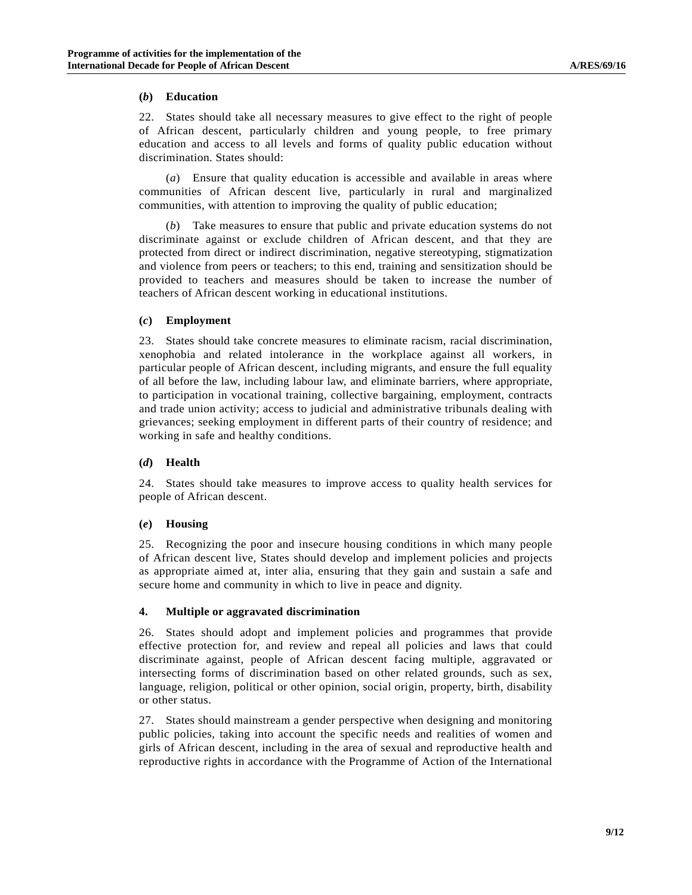### (*b*) Education

22. States should take all necessary measures to give effect to the right of people of African descent, particularly children and young people, to free primary education and access to all levels and forms of quality public education without discrimination. States should:

(*a*) Ensure that quality education is accessible and available in areas where communities of African descent live, particularly in rural and marginalized communities, with attention to improving the quality of public education;

(*b*) Take measures to ensure that public and private education systems do not discriminate against or exclude children of African descent, and that they are protected from direct or indirect discrimination, negative stereotyping, stigmatization and violence from peers or teachers; to this end, training and sensitization should be provided to teachers and measures should be taken to increase the number of teachers of African descent working in educational institutions.

### (*c*) Employment

23. States should take concrete measures to eliminate racism, racial discrimination, xenophobia and related intolerance in the workplace against all workers, in particular people of African descent, including migrants, and ensure the full equality of all before the law, including labour law, and eliminate barriers, where appropriate, to participation in vocational training, collective bargaining, employment, contracts and trade union activity; access to judicial and administrative tribunals dealing with grievances; seeking employment in different parts of their country of residence; and working in safe and healthy conditions.

### (*d*) Health

24. States should take measures to improve access to quality health services for people of African descent.

### (*e*) Housing

25. Recognizing the poor and insecure housing conditions in which many people of African descent live, States should develop and implement policies and projects as appropriate aimed at, inter alia, ensuring that they gain and sustain a safe and secure home and community in which to live in peace and dignity.

## 4. Multiple or aggravated discrimination

26. States should adopt and implement policies and programmes that provide effective protection for, and review and repeal all policies and laws that could discriminate against, people of African descent facing multiple, aggravated or intersecting forms of discrimination based on other related grounds, such as sex, language, religion, political or other opinion, social origin, property, birth, disability or other status.

27. States should mainstream a gender perspective when designing and monitoring public policies, taking into account the specific needs and realities of women and girls of African descent, including in the area of sexual and reproductive health and reproductive rights in accordance with the Programme of Action of the International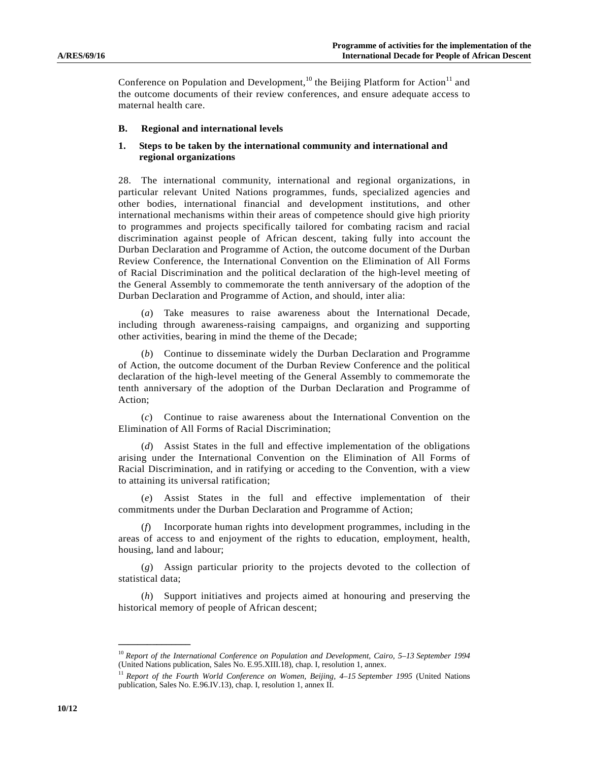Conference on Population and Development,[10] the Beijing Platform for Action[11] and the outcome documents of their review conferences, and ensure adequate access to maternal health care.

## B. Regional and international levels

### 1. Steps to be taken by the international community and international and regional organizations

28. The international community, international and regional organizations, in particular relevant United Nations programmes, funds, specialized agencies and other bodies, international financial and development institutions, and other international mechanisms within their areas of competence should give high priority to programmes and projects specifically tailored for combating racism and racial discrimination against people of African descent, taking fully into account the Durban Declaration and Programme of Action, the outcome document of the Durban Review Conference, the International Convention on the Elimination of All Forms of Racial Discrimination and the political declaration of the high-level meeting of the General Assembly to commemorate the tenth anniversary of the adoption of the Durban Declaration and Programme of Action, and should, inter alia:

(*a*) Take measures to raise awareness about the International Decade, including through awareness-raising campaigns, and organizing and supporting other activities, bearing in mind the theme of the Decade;

(*b*) Continue to disseminate widely the Durban Declaration and Programme of Action, the outcome document of the Durban Review Conference and the political declaration of the high-level meeting of the General Assembly to commemorate the tenth anniversary of the adoption of the Durban Declaration and Programme of Action;

(*c*) Continue to raise awareness about the International Convention on the Elimination of All Forms of Racial Discrimination;

(*d*) Assist States in the full and effective implementation of the obligations arising under the International Convention on the Elimination of All Forms of Racial Discrimination, and in ratifying or acceding to the Convention, with a view to attaining its universal ratification;

(*e*) Assist States in the full and effective implementation of their commitments under the Durban Declaration and Programme of Action;

(*f*) Incorporate human rights into development programmes, including in the areas of access to and enjoyment of the rights to education, employment, health, housing, land and labour;

(*g*) Assign particular priority to the projects devoted to the collection of statistical data;

(*h*) Support initiatives and projects aimed at honouring and preserving the historical memory of people of African descent;

---

[10] *Report of the International Conference on Population and Development, Cairo, 5–13 September 1994* (United Nations publication, Sales No. E.95.XIII.18), chap. I, resolution 1, annex.

[11] *Report of the Fourth World Conference on Women, Beijing, 4–15 September 1995* (United Nations publication, Sales No. E.96.IV.13), chap. I, resolution 1, annex II.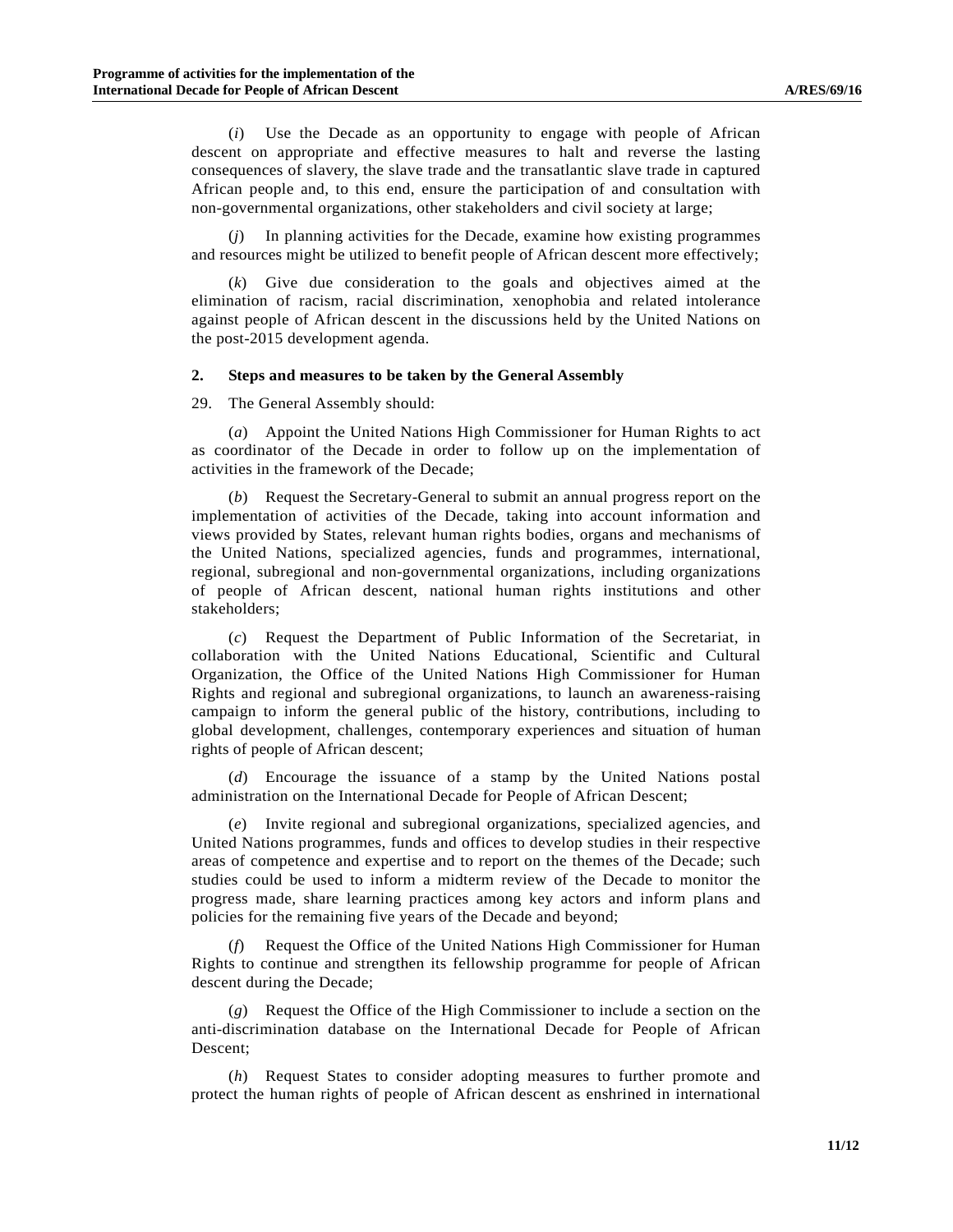(*i*) Use the Decade as an opportunity to engage with people of African descent on appropriate and effective measures to halt and reverse the lasting consequences of slavery, the slave trade and the transatlantic slave trade in captured African people and, to this end, ensure the participation of and consultation with non-governmental organizations, other stakeholders and civil society at large;

(*j*) In planning activities for the Decade, examine how existing programmes and resources might be utilized to benefit people of African descent more effectively;

(*k*) Give due consideration to the goals and objectives aimed at the elimination of racism, racial discrimination, xenophobia and related intolerance against people of African descent in the discussions held by the United Nations on the post-2015 development agenda.

### 2. Steps and measures to be taken by the General Assembly

29. The General Assembly should:

(*a*) Appoint the United Nations High Commissioner for Human Rights to act as coordinator of the Decade in order to follow up on the implementation of activities in the framework of the Decade;

(*b*) Request the Secretary-General to submit an annual progress report on the implementation of activities of the Decade, taking into account information and views provided by States, relevant human rights bodies, organs and mechanisms of the United Nations, specialized agencies, funds and programmes, international, regional, subregional and non-governmental organizations, including organizations of people of African descent, national human rights institutions and other stakeholders;

(*c*) Request the Department of Public Information of the Secretariat, in collaboration with the United Nations Educational, Scientific and Cultural Organization, the Office of the United Nations High Commissioner for Human Rights and regional and subregional organizations, to launch an awareness-raising campaign to inform the general public of the history, contributions, including to global development, challenges, contemporary experiences and situation of human rights of people of African descent;

(*d*) Encourage the issuance of a stamp by the United Nations postal administration on the International Decade for People of African Descent;

(*e*) Invite regional and subregional organizations, specialized agencies, and United Nations programmes, funds and offices to develop studies in their respective areas of competence and expertise and to report on the themes of the Decade; such studies could be used to inform a midterm review of the Decade to monitor the progress made, share learning practices among key actors and inform plans and policies for the remaining five years of the Decade and beyond;

(*f*) Request the Office of the United Nations High Commissioner for Human Rights to continue and strengthen its fellowship programme for people of African descent during the Decade;

(*g*) Request the Office of the High Commissioner to include a section on the anti-discrimination database on the International Decade for People of African Descent;

(*h*) Request States to consider adopting measures to further promote and protect the human rights of people of African descent as enshrined in international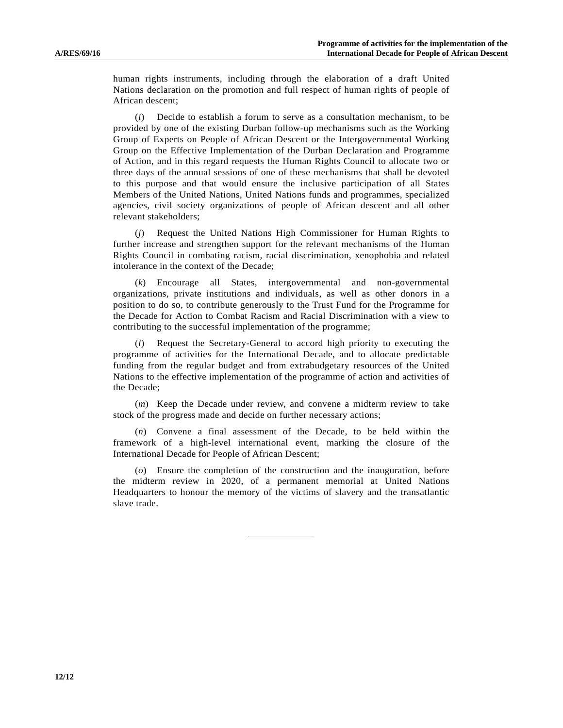human rights instruments, including through the elaboration of a draft United Nations declaration on the promotion and full respect of human rights of people of African descent;

(*i*) Decide to establish a forum to serve as a consultation mechanism, to be provided by one of the existing Durban follow-up mechanisms such as the Working Group of Experts on People of African Descent or the Intergovernmental Working Group on the Effective Implementation of the Durban Declaration and Programme of Action, and in this regard requests the Human Rights Council to allocate two or three days of the annual sessions of one of these mechanisms that shall be devoted to this purpose and that would ensure the inclusive participation of all States Members of the United Nations, United Nations funds and programmes, specialized agencies, civil society organizations of people of African descent and all other relevant stakeholders;

(*j*) Request the United Nations High Commissioner for Human Rights to further increase and strengthen support for the relevant mechanisms of the Human Rights Council in combating racism, racial discrimination, xenophobia and related intolerance in the context of the Decade;

(*k*) Encourage all States, intergovernmental and non-governmental organizations, private institutions and individuals, as well as other donors in a position to do so, to contribute generously to the Trust Fund for the Programme for the Decade for Action to Combat Racism and Racial Discrimination with a view to contributing to the successful implementation of the programme;

(*l*) Request the Secretary-General to accord high priority to executing the programme of activities for the International Decade, and to allocate predictable funding from the regular budget and from extrabudgetary resources of the United Nations to the effective implementation of the programme of action and activities of the Decade;

(*m*) Keep the Decade under review, and convene a midterm review to take stock of the progress made and decide on further necessary actions;

(*n*) Convene a final assessment of the Decade, to be held within the framework of a high-level international event, marking the closure of the International Decade for People of African Descent;

(*o*) Ensure the completion of the construction and the inauguration, before the midterm review in 2020, of a permanent memorial at United Nations Headquarters to honour the memory of the victims of slavery and the transatlantic slave trade.